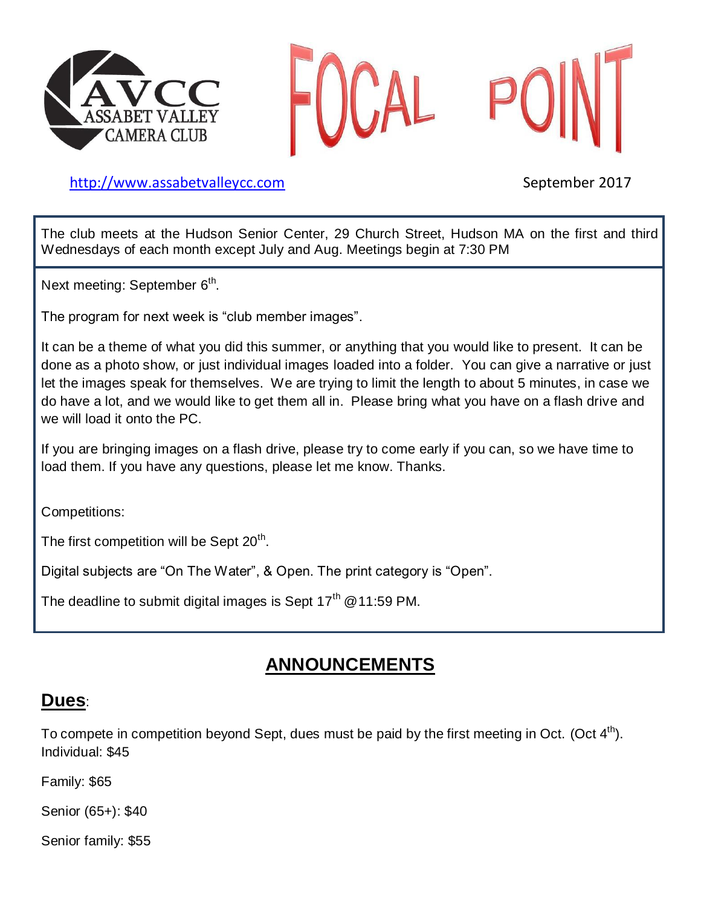AVCC ASSABET VALLEY CAMERA CLUB

# FOCAL POINT

http://www.assabetvalleycc.com

September 2017

The club meets at the Hudson Senior Center, 29 Church Street, Hudson MA on the first and third Wednesdays of each month except July and Aug. Meetings begin at 7:30 PM

Next meeting: September 6th.

The program for next week is "club member images".

It can be a theme of what you did this summer, or anything that you would like to present. It can be done as a photo show, or just individual images loaded into a folder. You can give a narrative or just let the images speak for themselves. We are trying to limit the length to about 5 minutes, in case we do have a lot, and we would like to get them all in. Please bring what you have on a flash drive and we will load it onto the PC.

If you are bringing images on a flash drive, please try to come early if you can, so we have time to load them. If you have any questions, please let me know. Thanks.

Competitions:

The first competition will be Sept 20th.

Digital subjects are "On The Water", & Open. The print category is "Open".

The deadline to submit digital images is Sept 17th @11:59 PM.

## ANNOUNCEMENTS

### Dues:

To compete in competition beyond Sept, dues must be paid by the first meeting in Oct. (Oct 4th).
Individual: $45

Family: $65

Senior (65+): $40

Senior family: $55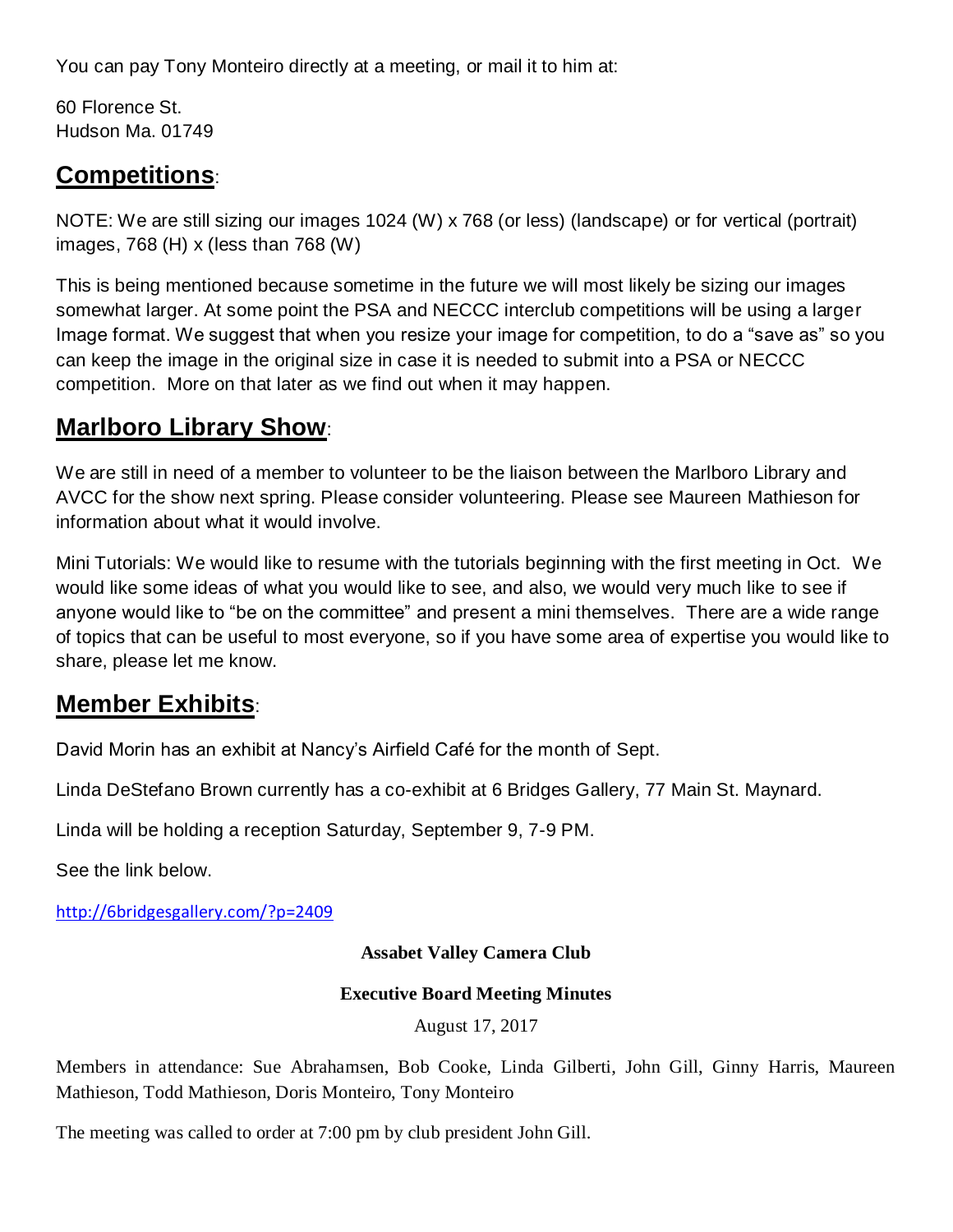You can pay Tony Monteiro directly at a meeting, or mail it to him at:

60 Florence St.
Hudson Ma. 01749

## Competitions:

NOTE: We are still sizing our images 1024 (W) x 768 (or less) (landscape) or for vertical (portrait) images, 768 (H) x (less than 768 (W)

This is being mentioned because sometime in the future we will most likely be sizing our images somewhat larger. At some point the PSA and NECCC interclub competitions will be using a larger Image format. We suggest that when you resize your image for competition, to do a "save as" so you can keep the image in the original size in case it is needed to submit into a PSA or NECCC competition. More on that later as we find out when it may happen.

## Marlboro Library Show:

We are still in need of a member to volunteer to be the liaison between the Marlboro Library and AVCC for the show next spring. Please consider volunteering. Please see Maureen Mathieson for information about what it would involve.

Mini Tutorials: We would like to resume with the tutorials beginning with the first meeting in Oct. We would like some ideas of what you would like to see, and also, we would very much like to see if anyone would like to "be on the committee" and present a mini themselves. There are a wide range of topics that can be useful to most everyone, so if you have some area of expertise you would like to share, please let me know.

## Member Exhibits:

David Morin has an exhibit at Nancy's Airfield Café for the month of Sept.

Linda DeStefano Brown currently has a co-exhibit at 6 Bridges Gallery, 77 Main St. Maynard.

Linda will be holding a reception Saturday, September 9, 7-9 PM.

See the link below.

http://6bridgesgallery.com/?p=2409

**Assabet Valley Camera Club**

**Executive Board Meeting Minutes**

August 17, 2017

Members in attendance: Sue Abrahamsen, Bob Cooke, Linda Gilberti, John Gill, Ginny Harris, Maureen Mathieson, Todd Mathieson, Doris Monteiro, Tony Monteiro

The meeting was called to order at 7:00 pm by club president John Gill.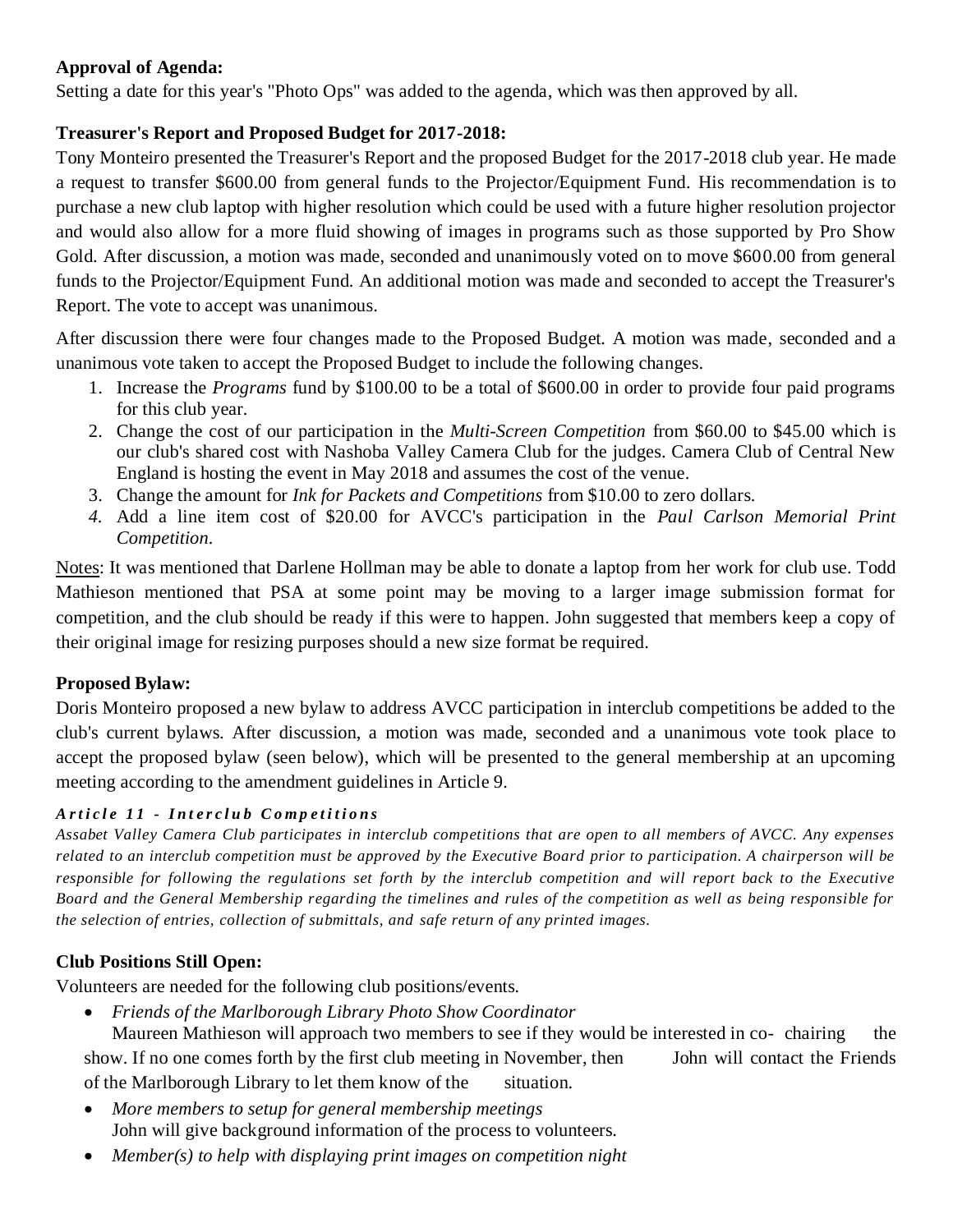**Approval of Agenda:**

Setting a date for this year's "Photo Ops" was added to the agenda, which was then approved by all.

**Treasurer's Report and Proposed Budget for 2017-2018:**

Tony Monteiro presented the Treasurer's Report and the proposed Budget for the 2017-2018 club year. He made a request to transfer $600.00 from general funds to the Projector/Equipment Fund. His recommendation is to purchase a new club laptop with higher resolution which could be used with a future higher resolution projector and would also allow for a more fluid showing of images in programs such as those supported by Pro Show Gold. After discussion, a motion was made, seconded and unanimously voted on to move $600.00 from general funds to the Projector/Equipment Fund. An additional motion was made and seconded to accept the Treasurer's Report. The vote to accept was unanimous.

After discussion there were four changes made to the Proposed Budget. A motion was made, seconded and a unanimous vote taken to accept the Proposed Budget to include the following changes.

1. Increase the *Programs* fund by $100.00 to be a total of $600.00 in order to provide four paid programs for this club year.
2. Change the cost of our participation in the *Multi-Screen Competition* from $60.00 to $45.00 which is our club's shared cost with Nashoba Valley Camera Club for the judges. Camera Club of Central New England is hosting the event in May 2018 and assumes the cost of the venue.
3. Change the amount for *Ink for Packets and Competitions* from $10.00 to zero dollars.
4. Add a line item cost of $20.00 for AVCC's participation in the *Paul Carlson Memorial Print Competition*.

Notes: It was mentioned that Darlene Hollman may be able to donate a laptop from her work for club use. Todd Mathieson mentioned that PSA at some point may be moving to a larger image submission format for competition, and the club should be ready if this were to happen. John suggested that members keep a copy of their original image for resizing purposes should a new size format be required.

**Proposed Bylaw:**

Doris Monteiro proposed a new bylaw to address AVCC participation in interclub competitions be added to the club's current bylaws. After discussion, a motion was made, seconded and a unanimous vote took place to accept the proposed bylaw (seen below), which will be presented to the general membership at an upcoming meeting according to the amendment guidelines in Article 9.

***Article 11 - Interclub Competitions***

*Assabet Valley Camera Club participates in interclub competitions that are open to all members of AVCC. Any expenses related to an interclub competition must be approved by the Executive Board prior to participation. A chairperson will be responsible for following the regulations set forth by the interclub competition and will report back to the Executive Board and the General Membership regarding the timelines and rules of the competition as well as being responsible for the selection of entries, collection of submittals, and safe return of any printed images.*

**Club Positions Still Open:**

Volunteers are needed for the following club positions/events.

- *Friends of the Marlborough Library Photo Show Coordinator*
  Maureen Mathieson will approach two members to see if they would be interested in co- chairing the show. If no one comes forth by the first club meeting in November, then John will contact the Friends of the Marlborough Library to let them know of the situation.
- *More members to setup for general membership meetings*
  John will give background information of the process to volunteers.
- *Member(s) to help with displaying print images on competition night*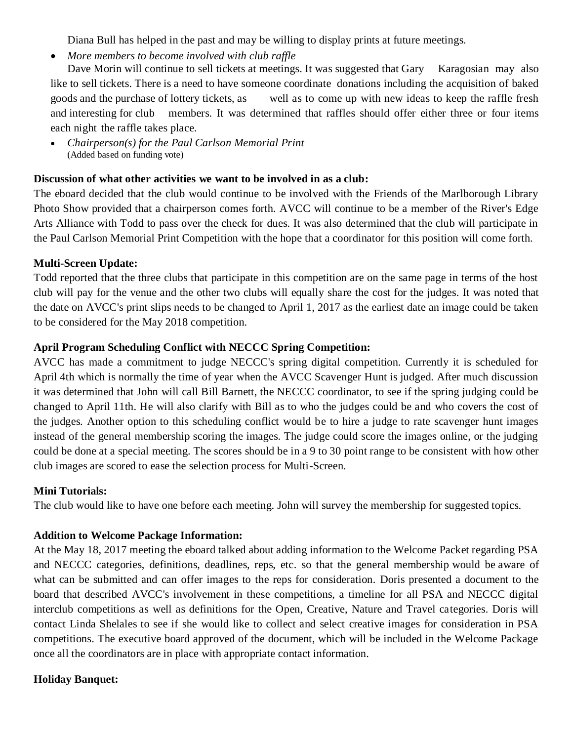Diana Bull has helped in the past and may be willing to display prints at future meetings.

- *More members to become involved with club raffle*
  Dave Morin will continue to sell tickets at meetings. It was suggested that Gary Karagosian may also like to sell tickets. There is a need to have someone coordinate donations including the acquisition of baked goods and the purchase of lottery tickets, as well as to come up with new ideas to keep the raffle fresh and interesting for club members. It was determined that raffles should offer either three or four items each night the raffle takes place.
- *Chairperson(s) for the Paul Carlson Memorial Print*
  (Added based on funding vote)

**Discussion of what other activities we want to be involved in as a club:**

The eboard decided that the club would continue to be involved with the Friends of the Marlborough Library Photo Show provided that a chairperson comes forth. AVCC will continue to be a member of the River's Edge Arts Alliance with Todd to pass over the check for dues. It was also determined that the club will participate in the Paul Carlson Memorial Print Competition with the hope that a coordinator for this position will come forth.

**Multi-Screen Update:**

Todd reported that the three clubs that participate in this competition are on the same page in terms of the host club will pay for the venue and the other two clubs will equally share the cost for the judges. It was noted that the date on AVCC's print slips needs to be changed to April 1, 2017 as the earliest date an image could be taken to be considered for the May 2018 competition.

**April Program Scheduling Conflict with NECCC Spring Competition:**

AVCC has made a commitment to judge NECCC's spring digital competition. Currently it is scheduled for April 4th which is normally the time of year when the AVCC Scavenger Hunt is judged. After much discussion it was determined that John will call Bill Barnett, the NECCC coordinator, to see if the spring judging could be changed to April 11th. He will also clarify with Bill as to who the judges could be and who covers the cost of the judges. Another option to this scheduling conflict would be to hire a judge to rate scavenger hunt images instead of the general membership scoring the images. The judge could score the images online, or the judging could be done at a special meeting. The scores should be in a 9 to 30 point range to be consistent with how other club images are scored to ease the selection process for Multi-Screen.

**Mini Tutorials:**

The club would like to have one before each meeting. John will survey the membership for suggested topics.

**Addition to Welcome Package Information:**

At the May 18, 2017 meeting the eboard talked about adding information to the Welcome Packet regarding PSA and NECCC categories, definitions, deadlines, reps, etc. so that the general membership would be aware of what can be submitted and can offer images to the reps for consideration. Doris presented a document to the board that described AVCC's involvement in these competitions, a timeline for all PSA and NECCC digital interclub competitions as well as definitions for the Open, Creative, Nature and Travel categories. Doris will contact Linda Shelales to see if she would like to collect and select creative images for consideration in PSA competitions. The executive board approved of the document, which will be included in the Welcome Package once all the coordinators are in place with appropriate contact information.

**Holiday Banquet:**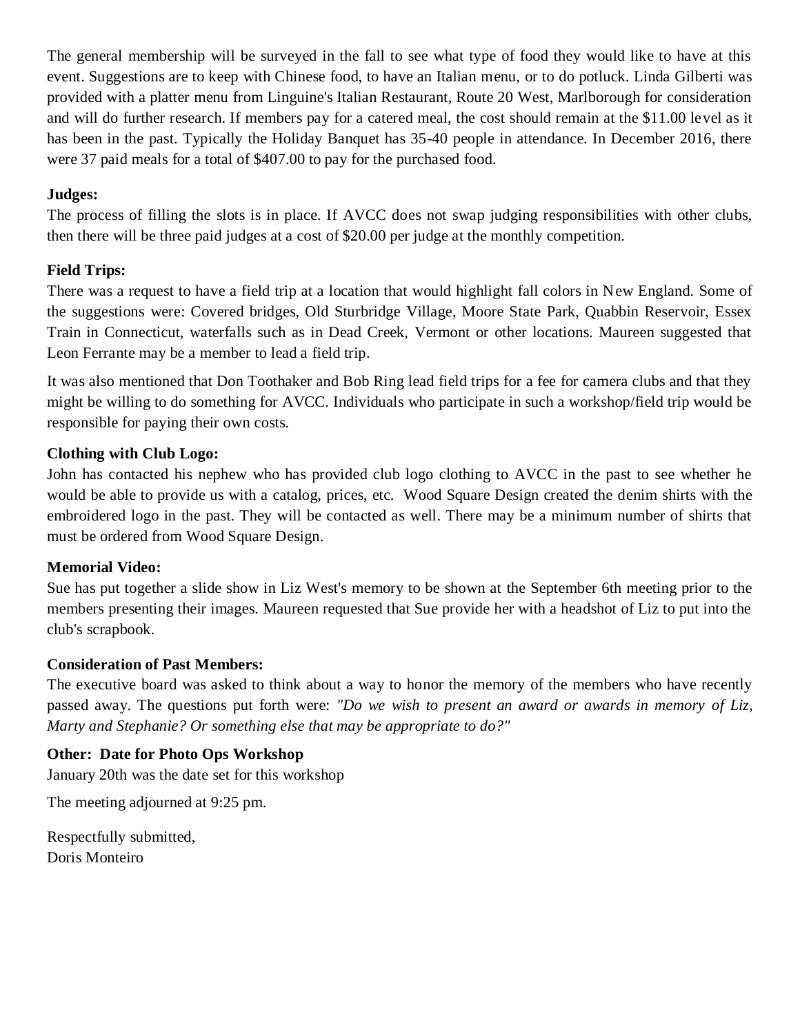The general membership will be surveyed in the fall to see what type of food they would like to have at this event. Suggestions are to keep with Chinese food, to have an Italian menu, or to do potluck. Linda Gilberti was provided with a platter menu from Linguine's Italian Restaurant, Route 20 West, Marlborough for consideration and will do further research. If members pay for a catered meal, the cost should remain at the $11.00 level as it has been in the past. Typically the Holiday Banquet has 35-40 people in attendance. In December 2016, there were 37 paid meals for a total of $407.00 to pay for the purchased food.

**Judges:**
The process of filling the slots is in place. If AVCC does not swap judging responsibilities with other clubs, then there will be three paid judges at a cost of $20.00 per judge at the monthly competition.

**Field Trips:**
There was a request to have a field trip at a location that would highlight fall colors in New England. Some of the suggestions were: Covered bridges, Old Sturbridge Village, Moore State Park, Quabbin Reservoir, Essex Train in Connecticut, waterfalls such as in Dead Creek, Vermont or other locations. Maureen suggested that Leon Ferrante may be a member to lead a field trip.

It was also mentioned that Don Toothaker and Bob Ring lead field trips for a fee for camera clubs and that they might be willing to do something for AVCC. Individuals who participate in such a workshop/field trip would be responsible for paying their own costs.

**Clothing with Club Logo:**
John has contacted his nephew who has provided club logo clothing to AVCC in the past to see whether he would be able to provide us with a catalog, prices, etc. Wood Square Design created the denim shirts with the embroidered logo in the past. They will be contacted as well. There may be a minimum number of shirts that must be ordered from Wood Square Design.

**Memorial Video:**
Sue has put together a slide show in Liz West's memory to be shown at the September 6th meeting prior to the members presenting their images. Maureen requested that Sue provide her with a headshot of Liz to put into the club's scrapbook.

**Consideration of Past Members:**
The executive board was asked to think about a way to honor the memory of the members who have recently passed away. The questions put forth were: *"Do we wish to present an award or awards in memory of Liz, Marty and Stephanie? Or something else that may be appropriate to do?"*

**Other: Date for Photo Ops Workshop**
January 20th was the date set for this workshop

The meeting adjourned at 9:25 pm.

Respectfully submitted,
Doris Monteiro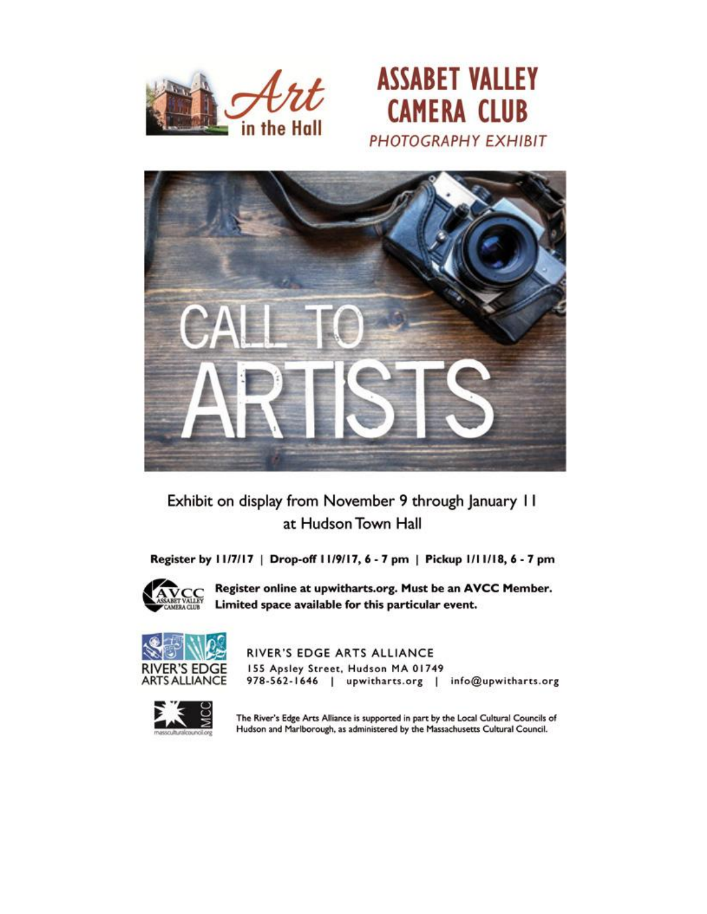Art in the Hall

# ASSABET VALLEY CAMERA CLUB

*PHOTOGRAPHY EXHIBIT*

# CALL TO ARTISTS

Exhibit on display from November 9 through January 11 at Hudson Town Hall

**Register by 11/7/17 | Drop-off 11/9/17, 6 - 7 pm | Pickup 1/11/18, 6 - 7 pm**

**Register online at upwitharts.org. Must be an AVCC Member. Limited space available for this particular event.**

RIVER'S EDGE ARTS ALLIANCE
155 Apsley Street, Hudson MA 01749
978-562-1646 | upwitharts.org | info@upwitharts.org

The River's Edge Arts Alliance is supported in part by the Local Cultural Councils of Hudson and Marlborough, as administered by the Massachusetts Cultural Council.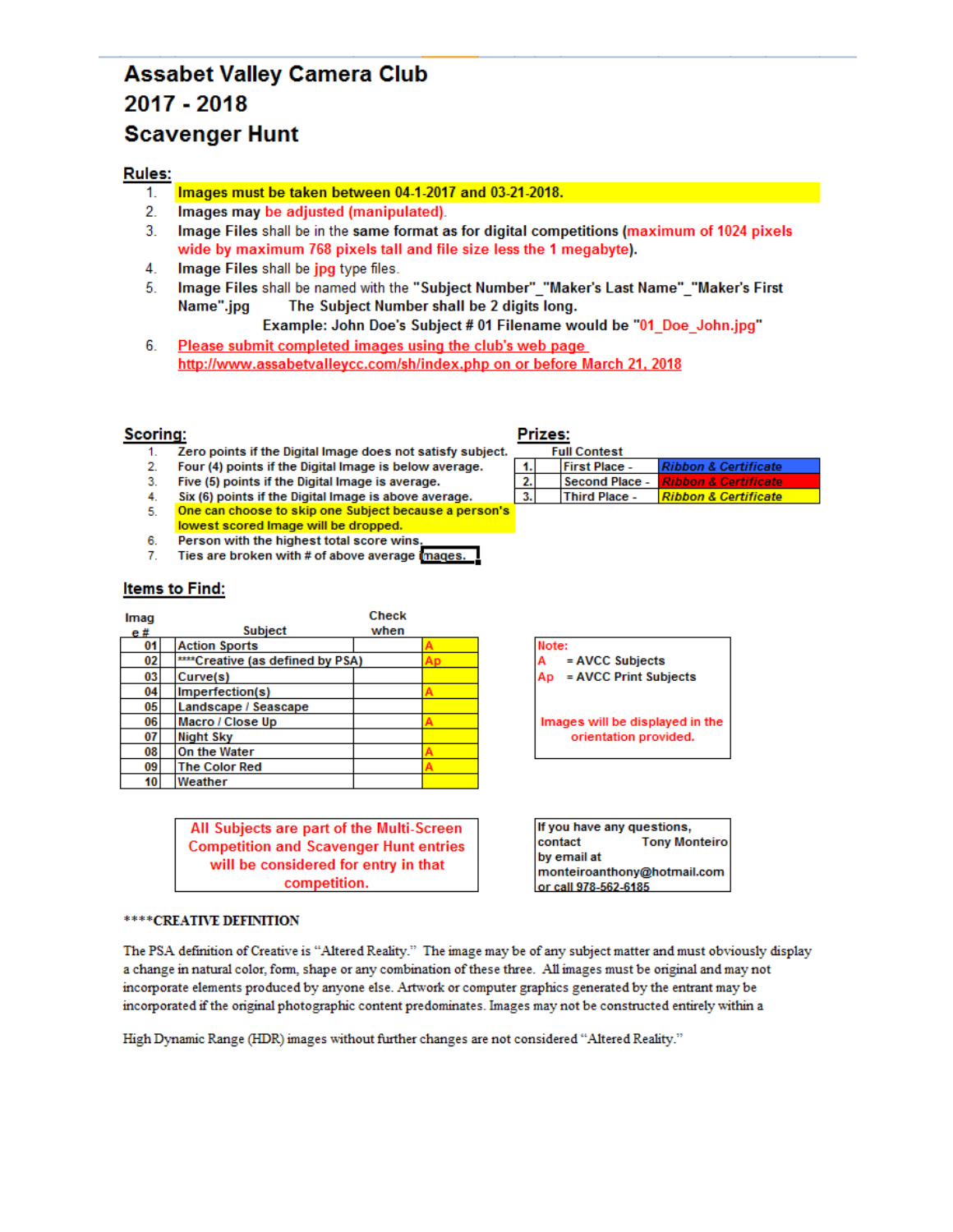# Assabet Valley Camera Club
# 2017 - 2018
# Scavenger Hunt

## Rules:

1. **Images must be taken between 04-1-2017 and 03-21-2018.**
2. **Images may be adjusted (manipulated).**
3. **Image Files** shall be in the **same format** as for **digital competitions** (**maximum of 1024 pixels wide by maximum 768 pixels tall and file size less the 1 megabyte**).
4. **Image Files** shall be jpg type files.
5. **Image Files** shall be named with the **"Subject Number"_"Maker's Last Name"_"Maker's First Name".jpg** **The Subject Number shall be 2 digits long.**
   **Example: John Doe's Subject # 01 Filename would be "01_Doe_John.jpg"**
6. Please submit completed images using the club's web page http://www.assabetvalleycc.com/sh/index.php on or before March 21, 2018

## Scoring:

1. Zero points if the Digital Image does not satisfy subject.
2. Four (4) points if the Digital Image is below average.
3. Five (5) points if the Digital Image is average.
4. Six (6) points if the Digital Image is above average.
5. One can choose to skip one Subject because a person's lowest scored Image will be dropped.
6. Person with the highest total score wins.
7. Ties are broken with # of above average images.

## Prizes:

Full Contest

| | | |
|---|---|---|
| 1. | First Place - | *Ribbon & Certificate* |
| 2. | Second Place - | *Ribbon & Certificate* |
| 3. | Third Place - | *Ribbon & Certificate* |

## Items to Find:

| Image # | Subject | Check when | |
|---|---|---|---|
| 01 | Action Sports | | A |
| 02 | ****Creative (as defined by PSA) | | Ap |
| 03 | Curve(s) | | |
| 04 | Imperfection(s) | | A |
| 05 | Landscape / Seascape | | |
| 06 | Macro / Close Up | | A |
| 07 | Night Sky | | |
| 08 | On the Water | | A |
| 09 | The Color Red | | A |
| 10 | Weather | | |

**Note:**
A = AVCC Subjects
Ap = AVCC Print Subjects

Images will be displayed in the orientation provided.

**All Subjects are part of the Multi-Screen Competition and Scavenger Hunt entries will be considered for entry in that competition.**

If you have any questions, contact Tony Monteiro by email at monteiroanthony@hotmail.com or call 978-562-6185

****CREATIVE DEFINITION

The PSA definition of Creative is "Altered Reality." The image may be of any subject matter and must obviously display a change in natural color, form, shape or any combination of these three. All images must be original and may not incorporate elements produced by anyone else. Artwork or computer graphics generated by the entrant may be incorporated if the original photographic content predominates. Images may not be constructed entirely within a

High Dynamic Range (HDR) images without further changes are not considered "Altered Reality."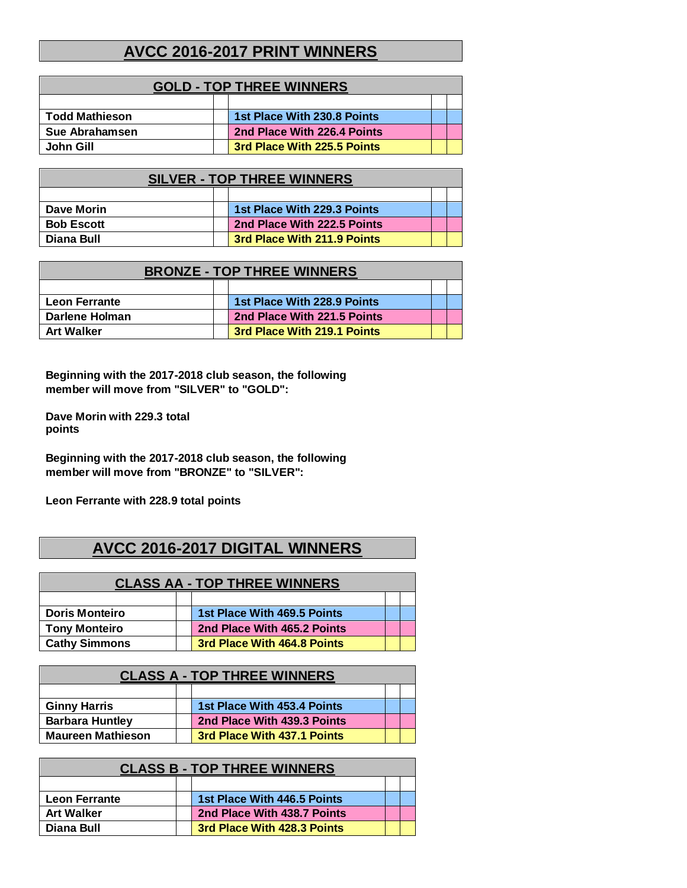# AVCC 2016-2017 PRINT WINNERS

## GOLD - TOP THREE WINNERS

| Name | Place |
|---|---|
| Todd Mathieson | 1st Place With 230.8 Points |
| Sue Abrahamsen | 2nd Place With 226.4 Points |
| John Gill | 3rd Place With 225.5 Points |

## SILVER - TOP THREE WINNERS

| Name | Place |
|---|---|
| Dave Morin | 1st Place With 229.3 Points |
| Bob Escott | 2nd Place With 222.5 Points |
| Diana Bull | 3rd Place With 211.9 Points |

## BRONZE - TOP THREE WINNERS

| Name | Place |
|---|---|
| Leon Ferrante | 1st Place With 228.9 Points |
| Darlene Holman | 2nd Place With 221.5 Points |
| Art Walker | 3rd Place With 219.1 Points |

**Beginning with the 2017-2018 club season, the following member will move from "SILVER" to "GOLD":**

**Dave Morin with 229.3 total points**

**Beginning with the 2017-2018 club season, the following member will move from "BRONZE" to "SILVER":**

**Leon Ferrante with 228.9 total points**

# AVCC 2016-2017 DIGITAL WINNERS

## CLASS AA - TOP THREE WINNERS

| Name | Place |
|---|---|
| Doris Monteiro | 1st Place With 469.5 Points |
| Tony Monteiro | 2nd Place With 465.2 Points |
| Cathy Simmons | 3rd Place With 464.8 Points |

## CLASS A - TOP THREE WINNERS

| Name | Place |
|---|---|
| Ginny Harris | 1st Place With 453.4 Points |
| Barbara Huntley | 2nd Place With 439.3 Points |
| Maureen Mathieson | 3rd Place With 437.1 Points |

## CLASS B - TOP THREE WINNERS

| Name | Place |
|---|---|
| Leon Ferrante | 1st Place With 446.5 Points |
| Art Walker | 2nd Place With 438.7 Points |
| Diana Bull | 3rd Place With 428.3 Points |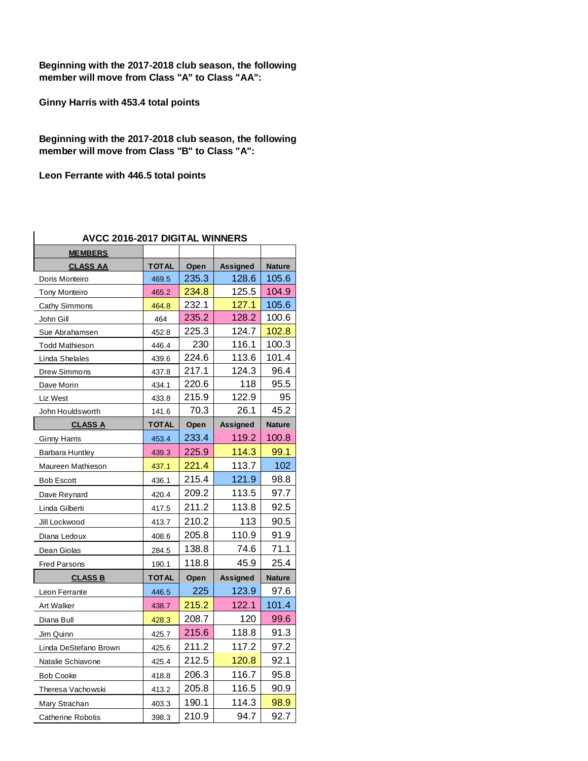**Beginning with the 2017-2018 club season, the following member will move from Class "A" to Class "AA":**

**Ginny Harris with 453.4 total points**

**Beginning with the 2017-2018 club season, the following member will move from Class "B" to Class "A":**

**Leon Ferrante with 446.5 total points**

**AVCC 2016-2017 DIGITAL WINNERS**

| MEMBERS | | | | |
|---|---|---|---|---|
| **CLASS AA** | **TOTAL** | **Open** | **Assigned** | **Nature** |
| Doris Monteiro | 469.5 | 235.3 | 128.6 | 105.6 |
| Tony Monteiro | 465.2 | 234.8 | 125.5 | 104.9 |
| Cathy Simmons | 464.8 | 232.1 | 127.1 | 105.6 |
| John Gill | 464 | 235.2 | 128.2 | 100.6 |
| Sue Abrahamsen | 452.8 | 225.3 | 124.7 | 102.8 |
| Todd Mathieson | 446.4 | 230 | 116.1 | 100.3 |
| Linda Shelales | 439.6 | 224.6 | 113.6 | 101.4 |
| Drew Simmons | 437.8 | 217.1 | 124.3 | 96.4 |
| Dave Morin | 434.1 | 220.6 | 118 | 95.5 |
| Liz West | 433.8 | 215.9 | 122.9 | 95 |
| John Houldsworth | 141.6 | 70.3 | 26.1 | 45.2 |
| **CLASS A** | **TOTAL** | **Open** | **Assigned** | **Nature** |
| Ginny Harris | 453.4 | 233.4 | 119.2 | 100.8 |
| Barbara Huntley | 439.3 | 225.9 | 114.3 | 99.1 |
| Maureen Mathieson | 437.1 | 221.4 | 113.7 | 102 |
| Bob Escott | 436.1 | 215.4 | 121.9 | 98.8 |
| Dave Reynard | 420.4 | 209.2 | 113.5 | 97.7 |
| Linda Gilberti | 417.5 | 211.2 | 113.8 | 92.5 |
| Jill Lockwood | 413.7 | 210.2 | 113 | 90.5 |
| Diana Ledoux | 408.6 | 205.8 | 110.9 | 91.9 |
| Dean Giolas | 284.5 | 138.8 | 74.6 | 71.1 |
| Fred Parsons | 190.1 | 118.8 | 45.9 | 25.4 |
| **CLASS B** | **TOTAL** | **Open** | **Assigned** | **Nature** |
| Leon Ferrante | 446.5 | 225 | 123.9 | 97.6 |
| Art Walker | 438.7 | 215.2 | 122.1 | 101.4 |
| Diana Bull | 428.3 | 208.7 | 120 | 99.6 |
| Jim Quinn | 425.7 | 215.6 | 118.8 | 91.3 |
| Linda DeStefano Brown | 425.6 | 211.2 | 117.2 | 97.2 |
| Natalie Schiavone | 425.4 | 212.5 | 120.8 | 92.1 |
| Bob Cooke | 418.8 | 206.3 | 116.7 | 95.8 |
| Theresa Vachowski | 413.2 | 205.8 | 116.5 | 90.9 |
| Mary Strachan | 403.3 | 190.1 | 114.3 | 98.9 |
| Catherine Robotis | 398.3 | 210.9 | 94.7 | 92.7 |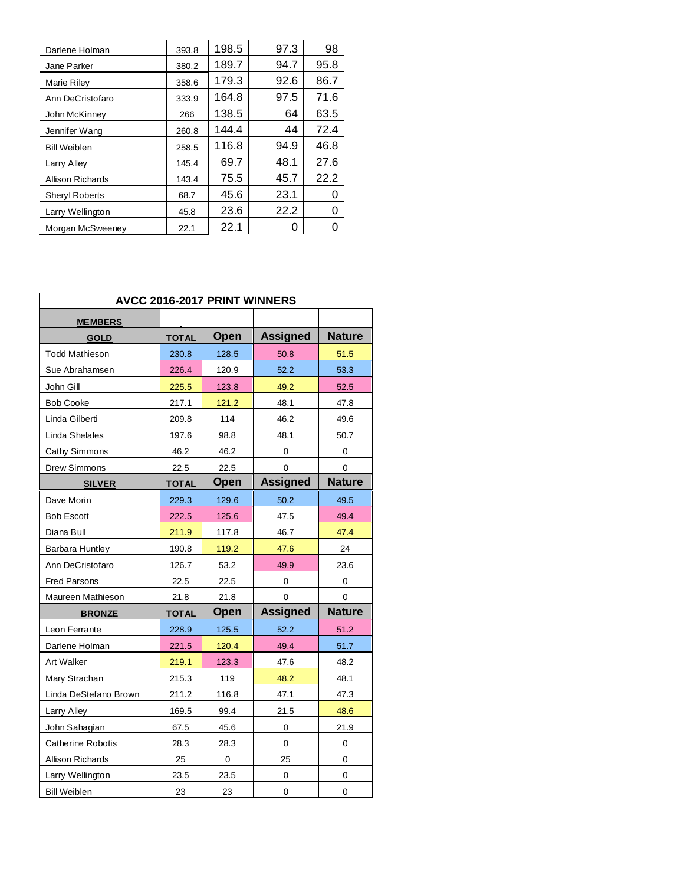| | | | | |
|---|---|---|---|---|
| Darlene Holman | 393.8 | 198.5 | 97.3 | 98 |
| Jane Parker | 380.2 | 189.7 | 94.7 | 95.8 |
| Marie Riley | 358.6 | 179.3 | 92.6 | 86.7 |
| Ann DeCristofaro | 333.9 | 164.8 | 97.5 | 71.6 |
| John McKinney | 266 | 138.5 | 64 | 63.5 |
| Jennifer Wang | 260.8 | 144.4 | 44 | 72.4 |
| Bill Weiblen | 258.5 | 116.8 | 94.9 | 46.8 |
| Larry Alley | 145.4 | 69.7 | 48.1 | 27.6 |
| Allison Richards | 143.4 | 75.5 | 45.7 | 22.2 |
| Sheryl Roberts | 68.7 | 45.6 | 23.1 | 0 |
| Larry Wellington | 45.8 | 23.6 | 22.2 | 0 |
| Morgan McSweeney | 22.1 | 22.1 | 0 | 0 |

## AVCC 2016-2017 PRINT WINNERS

| MEMBERS | | | | |
|---|---|---|---|---|
| **GOLD** | **TOTAL** | **Open** | **Assigned** | **Nature** |
| Todd Mathieson | 230.8 | 128.5 | 50.8 | 51.5 |
| Sue Abrahamsen | 226.4 | 120.9 | 52.2 | 53.3 |
| John Gill | 225.5 | 123.8 | 49.2 | 52.5 |
| Bob Cooke | 217.1 | 121.2 | 48.1 | 47.8 |
| Linda Gilberti | 209.8 | 114 | 46.2 | 49.6 |
| Linda Shelales | 197.6 | 98.8 | 48.1 | 50.7 |
| Cathy Simmons | 46.2 | 46.2 | 0 | 0 |
| Drew Simmons | 22.5 | 22.5 | 0 | 0 |
| **SILVER** | **TOTAL** | **Open** | **Assigned** | **Nature** |
| Dave Morin | 229.3 | 129.6 | 50.2 | 49.5 |
| Bob Escott | 222.5 | 125.6 | 47.5 | 49.4 |
| Diana Bull | 211.9 | 117.8 | 46.7 | 47.4 |
| Barbara Huntley | 190.8 | 119.2 | 47.6 | 24 |
| Ann DeCristofaro | 126.7 | 53.2 | 49.9 | 23.6 |
| Fred Parsons | 22.5 | 22.5 | 0 | 0 |
| Maureen Mathieson | 21.8 | 21.8 | 0 | 0 |
| **BRONZE** | **TOTAL** | **Open** | **Assigned** | **Nature** |
| Leon Ferrante | 228.9 | 125.5 | 52.2 | 51.2 |
| Darlene Holman | 221.5 | 120.4 | 49.4 | 51.7 |
| Art Walker | 219.1 | 123.3 | 47.6 | 48.2 |
| Mary Strachan | 215.3 | 119 | 48.2 | 48.1 |
| Linda DeStefano Brown | 211.2 | 116.8 | 47.1 | 47.3 |
| Larry Alley | 169.5 | 99.4 | 21.5 | 48.6 |
| John Sahagian | 67.5 | 45.6 | 0 | 21.9 |
| Catherine Robotis | 28.3 | 28.3 | 0 | 0 |
| Allison Richards | 25 | 0 | 25 | 0 |
| Larry Wellington | 23.5 | 23.5 | 0 | 0 |
| Bill Weiblen | 23 | 23 | 0 | 0 |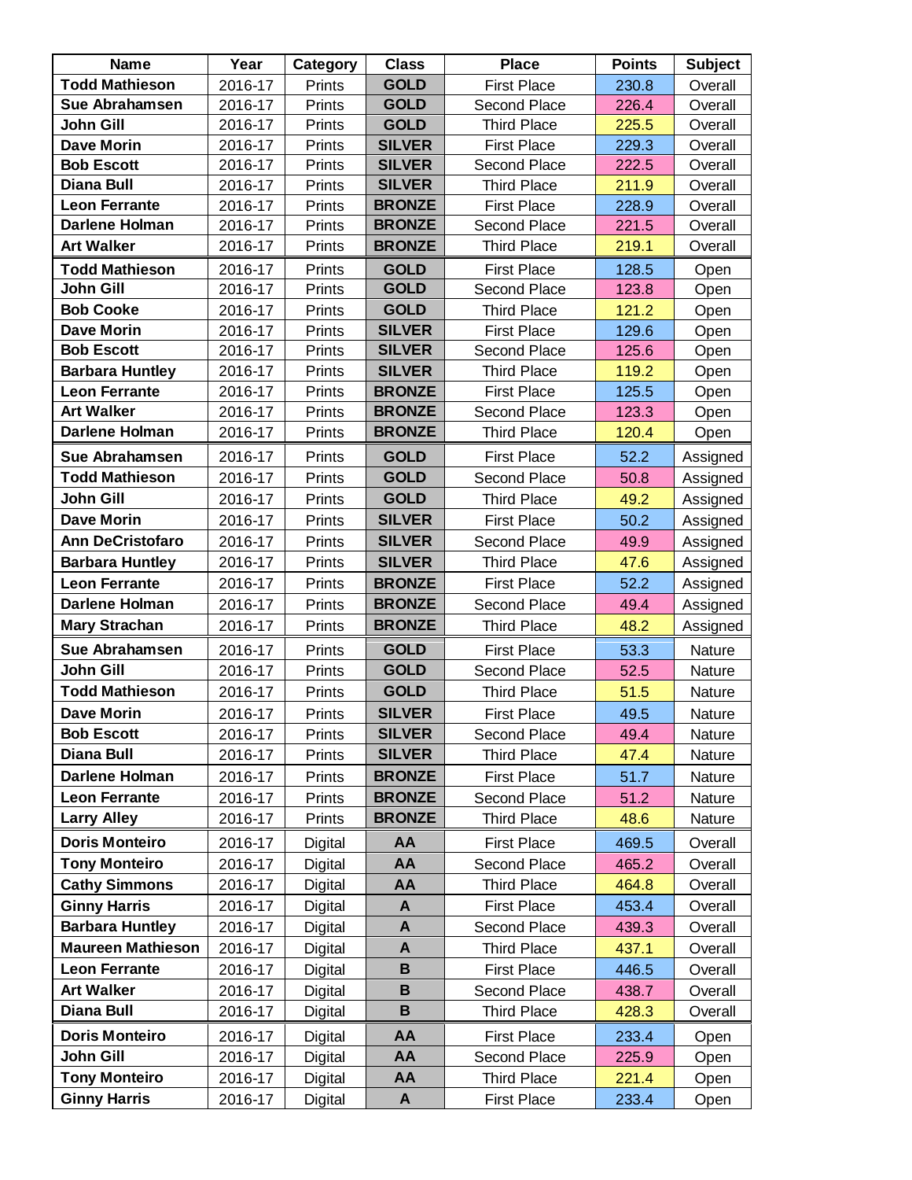| Name | Year | Category | Class | Place | Points | Subject |
|---|---|---|---|---|---|---|
| **Todd Mathieson** | 2016-17 | Prints | **GOLD** | First Place | 230.8 | Overall |
| **Sue Abrahamsen** | 2016-17 | Prints | **GOLD** | Second Place | 226.4 | Overall |
| **John Gill** | 2016-17 | Prints | **GOLD** | Third Place | 225.5 | Overall |
| **Dave Morin** | 2016-17 | Prints | **SILVER** | First Place | 229.3 | Overall |
| **Bob Escott** | 2016-17 | Prints | **SILVER** | Second Place | 222.5 | Overall |
| **Diana Bull** | 2016-17 | Prints | **SILVER** | Third Place | 211.9 | Overall |
| **Leon Ferrante** | 2016-17 | Prints | **BRONZE** | First Place | 228.9 | Overall |
| **Darlene Holman** | 2016-17 | Prints | **BRONZE** | Second Place | 221.5 | Overall |
| **Art Walker** | 2016-17 | Prints | **BRONZE** | Third Place | 219.1 | Overall |
| **Todd Mathieson** | 2016-17 | Prints | **GOLD** | First Place | 128.5 | Open |
| **John Gill** | 2016-17 | Prints | **GOLD** | Second Place | 123.8 | Open |
| **Bob Cooke** | 2016-17 | Prints | **GOLD** | Third Place | 121.2 | Open |
| **Dave Morin** | 2016-17 | Prints | **SILVER** | First Place | 129.6 | Open |
| **Bob Escott** | 2016-17 | Prints | **SILVER** | Second Place | 125.6 | Open |
| **Barbara Huntley** | 2016-17 | Prints | **SILVER** | Third Place | 119.2 | Open |
| **Leon Ferrante** | 2016-17 | Prints | **BRONZE** | First Place | 125.5 | Open |
| **Art Walker** | 2016-17 | Prints | **BRONZE** | Second Place | 123.3 | Open |
| **Darlene Holman** | 2016-17 | Prints | **BRONZE** | Third Place | 120.4 | Open |
| **Sue Abrahamsen** | 2016-17 | Prints | **GOLD** | First Place | 52.2 | Assigned |
| **Todd Mathieson** | 2016-17 | Prints | **GOLD** | Second Place | 50.8 | Assigned |
| **John Gill** | 2016-17 | Prints | **GOLD** | Third Place | 49.2 | Assigned |
| **Dave Morin** | 2016-17 | Prints | **SILVER** | First Place | 50.2 | Assigned |
| **Ann DeCristofaro** | 2016-17 | Prints | **SILVER** | Second Place | 49.9 | Assigned |
| **Barbara Huntley** | 2016-17 | Prints | **SILVER** | Third Place | 47.6 | Assigned |
| **Leon Ferrante** | 2016-17 | Prints | **BRONZE** | First Place | 52.2 | Assigned |
| **Darlene Holman** | 2016-17 | Prints | **BRONZE** | Second Place | 49.4 | Assigned |
| **Mary Strachan** | 2016-17 | Prints | **BRONZE** | Third Place | 48.2 | Assigned |
| **Sue Abrahamsen** | 2016-17 | Prints | **GOLD** | First Place | 53.3 | Nature |
| **John Gill** | 2016-17 | Prints | **GOLD** | Second Place | 52.5 | Nature |
| **Todd Mathieson** | 2016-17 | Prints | **GOLD** | Third Place | 51.5 | Nature |
| **Dave Morin** | 2016-17 | Prints | **SILVER** | First Place | 49.5 | Nature |
| **Bob Escott** | 2016-17 | Prints | **SILVER** | Second Place | 49.4 | Nature |
| **Diana Bull** | 2016-17 | Prints | **SILVER** | Third Place | 47.4 | Nature |
| **Darlene Holman** | 2016-17 | Prints | **BRONZE** | First Place | 51.7 | Nature |
| **Leon Ferrante** | 2016-17 | Prints | **BRONZE** | Second Place | 51.2 | Nature |
| **Larry Alley** | 2016-17 | Prints | **BRONZE** | Third Place | 48.6 | Nature |
| **Doris Monteiro** | 2016-17 | Digital | **AA** | First Place | 469.5 | Overall |
| **Tony Monteiro** | 2016-17 | Digital | **AA** | Second Place | 465.2 | Overall |
| **Cathy Simmons** | 2016-17 | Digital | **AA** | Third Place | 464.8 | Overall |
| **Ginny Harris** | 2016-17 | Digital | **A** | First Place | 453.4 | Overall |
| **Barbara Huntley** | 2016-17 | Digital | **A** | Second Place | 439.3 | Overall |
| **Maureen Mathieson** | 2016-17 | Digital | **A** | Third Place | 437.1 | Overall |
| **Leon Ferrante** | 2016-17 | Digital | **B** | First Place | 446.5 | Overall |
| **Art Walker** | 2016-17 | Digital | **B** | Second Place | 438.7 | Overall |
| **Diana Bull** | 2016-17 | Digital | **B** | Third Place | 428.3 | Overall |
| **Doris Monteiro** | 2016-17 | Digital | **AA** | First Place | 233.4 | Open |
| **John Gill** | 2016-17 | Digital | **AA** | Second Place | 225.9 | Open |
| **Tony Monteiro** | 2016-17 | Digital | **AA** | Third Place | 221.4 | Open |
| **Ginny Harris** | 2016-17 | Digital | **A** | First Place | 233.4 | Open |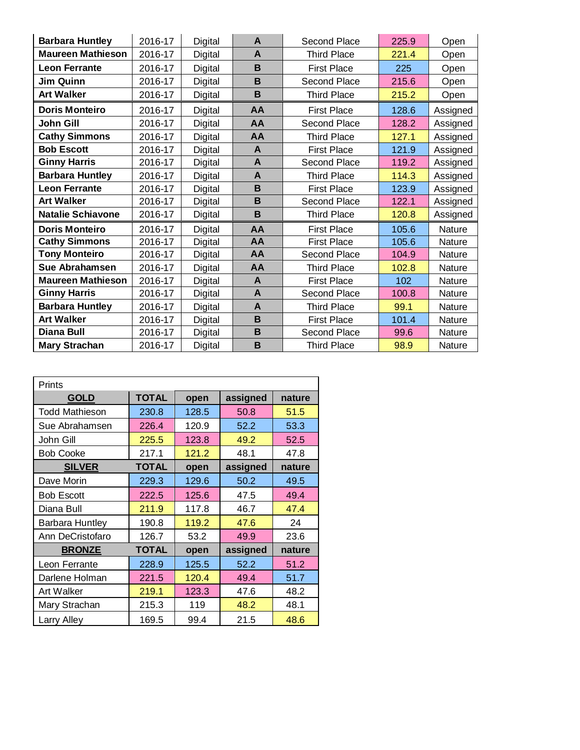| | | | | | | |
|---|---|---|---|---|---|---|
| **Barbara Huntley** | 2016-17 | Digital | **A** | Second Place | 225.9 | Open |
| **Maureen Mathieson** | 2016-17 | Digital | **A** | Third Place | 221.4 | Open |
| **Leon Ferrante** | 2016-17 | Digital | **B** | First Place | 225 | Open |
| **Jim Quinn** | 2016-17 | Digital | **B** | Second Place | 215.6 | Open |
| **Art Walker** | 2016-17 | Digital | **B** | Third Place | 215.2 | Open |
| **Doris Monteiro** | 2016-17 | Digital | **AA** | First Place | 128.6 | Assigned |
| **John Gill** | 2016-17 | Digital | **AA** | Second Place | 128.2 | Assigned |
| **Cathy Simmons** | 2016-17 | Digital | **AA** | Third Place | 127.1 | Assigned |
| **Bob Escott** | 2016-17 | Digital | **A** | First Place | 121.9 | Assigned |
| **Ginny Harris** | 2016-17 | Digital | **A** | Second Place | 119.2 | Assigned |
| **Barbara Huntley** | 2016-17 | Digital | **A** | Third Place | 114.3 | Assigned |
| **Leon Ferrante** | 2016-17 | Digital | **B** | First Place | 123.9 | Assigned |
| **Art Walker** | 2016-17 | Digital | **B** | Second Place | 122.1 | Assigned |
| **Natalie Schiavone** | 2016-17 | Digital | **B** | Third Place | 120.8 | Assigned |
| **Doris Monteiro** | 2016-17 | Digital | **AA** | First Place | 105.6 | Nature |
| **Cathy Simmons** | 2016-17 | Digital | **AA** | First Place | 105.6 | Nature |
| **Tony Monteiro** | 2016-17 | Digital | **AA** | Second Place | 104.9 | Nature |
| **Sue Abrahamsen** | 2016-17 | Digital | **AA** | Third Place | 102.8 | Nature |
| **Maureen Mathieson** | 2016-17 | Digital | **A** | First Place | 102 | Nature |
| **Ginny Harris** | 2016-17 | Digital | **A** | Second Place | 100.8 | Nature |
| **Barbara Huntley** | 2016-17 | Digital | **A** | Third Place | 99.1 | Nature |
| **Art Walker** | 2016-17 | Digital | **B** | First Place | 101.4 | Nature |
| **Diana Bull** | 2016-17 | Digital | **B** | Second Place | 99.6 | Nature |
| **Mary Strachan** | 2016-17 | Digital | **B** | Third Place | 98.9 | Nature |

| Prints | | | | |
|---|---|---|---|---|
| **GOLD** | **TOTAL** | **open** | **assigned** | **nature** |
| Todd Mathieson | 230.8 | 128.5 | 50.8 | 51.5 |
| Sue Abrahamsen | 226.4 | 120.9 | 52.2 | 53.3 |
| John Gill | 225.5 | 123.8 | 49.2 | 52.5 |
| Bob Cooke | 217.1 | 121.2 | 48.1 | 47.8 |
| **SILVER** | **TOTAL** | **open** | **assigned** | **nature** |
| Dave Morin | 229.3 | 129.6 | 50.2 | 49.5 |
| Bob Escott | 222.5 | 125.6 | 47.5 | 49.4 |
| Diana Bull | 211.9 | 117.8 | 46.7 | 47.4 |
| Barbara Huntley | 190.8 | 119.2 | 47.6 | 24 |
| Ann DeCristofaro | 126.7 | 53.2 | 49.9 | 23.6 |
| **BRONZE** | **TOTAL** | **open** | **assigned** | **nature** |
| Leon Ferrante | 228.9 | 125.5 | 52.2 | 51.2 |
| Darlene Holman | 221.5 | 120.4 | 49.4 | 51.7 |
| Art Walker | 219.1 | 123.3 | 47.6 | 48.2 |
| Mary Strachan | 215.3 | 119 | 48.2 | 48.1 |
| Larry Alley | 169.5 | 99.4 | 21.5 | 48.6 |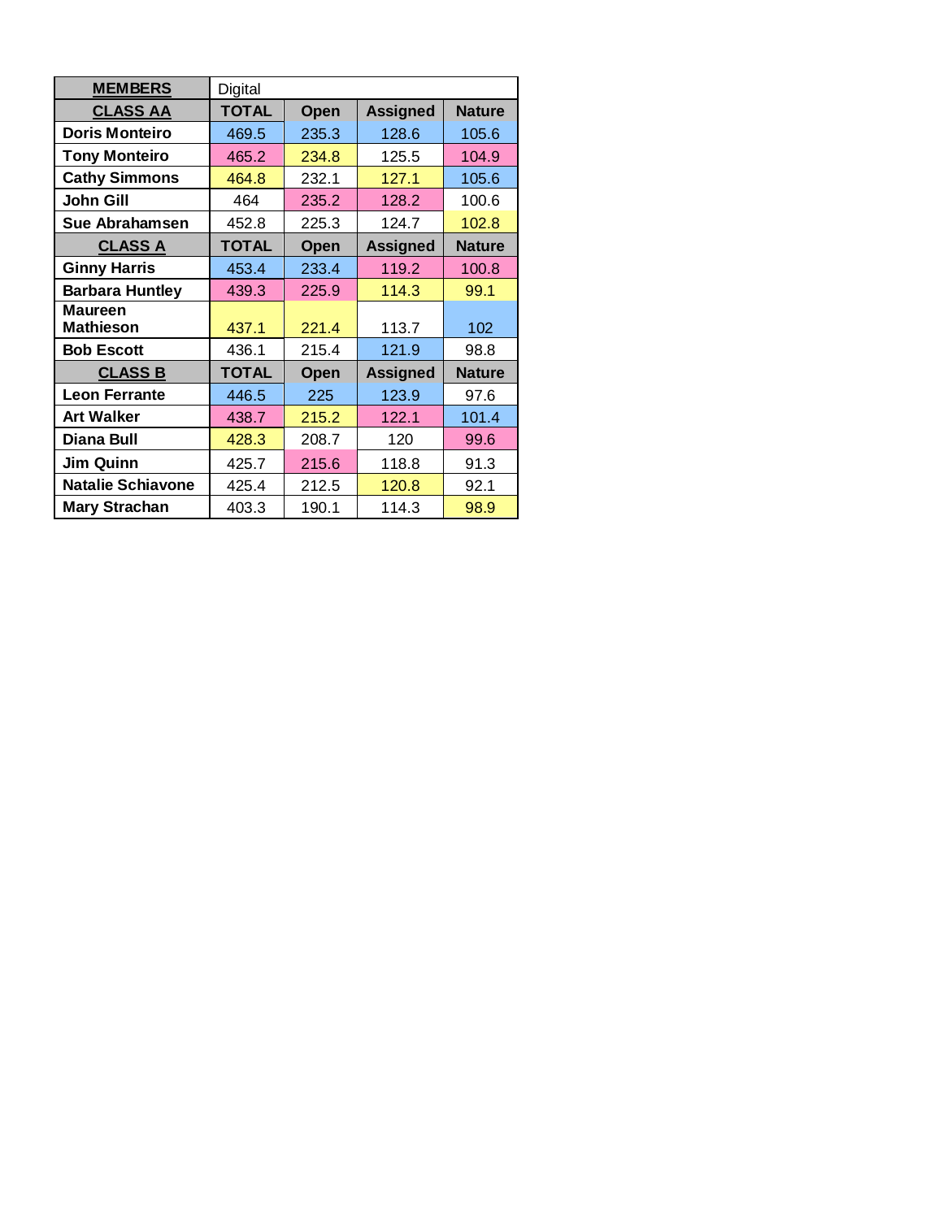| MEMBERS | Digital | | | |
| --- | --- | --- | --- | --- |
| CLASS AA | TOTAL | Open | Assigned | Nature |
| Doris Monteiro | 469.5 | 235.3 | 128.6 | 105.6 |
| Tony Monteiro | 465.2 | 234.8 | 125.5 | 104.9 |
| Cathy Simmons | 464.8 | 232.1 | 127.1 | 105.6 |
| John Gill | 464 | 235.2 | 128.2 | 100.6 |
| Sue Abrahamsen | 452.8 | 225.3 | 124.7 | 102.8 |
| CLASS A | TOTAL | Open | Assigned | Nature |
| Ginny Harris | 453.4 | 233.4 | 119.2 | 100.8 |
| Barbara Huntley | 439.3 | 225.9 | 114.3 | 99.1 |
| Maureen Mathieson | 437.1 | 221.4 | 113.7 | 102 |
| Bob Escott | 436.1 | 215.4 | 121.9 | 98.8 |
| CLASS B | TOTAL | Open | Assigned | Nature |
| Leon Ferrante | 446.5 | 225 | 123.9 | 97.6 |
| Art Walker | 438.7 | 215.2 | 122.1 | 101.4 |
| Diana Bull | 428.3 | 208.7 | 120 | 99.6 |
| Jim Quinn | 425.7 | 215.6 | 118.8 | 91.3 |
| Natalie Schiavone | 425.4 | 212.5 | 120.8 | 92.1 |
| Mary Strachan | 403.3 | 190.1 | 114.3 | 98.9 |